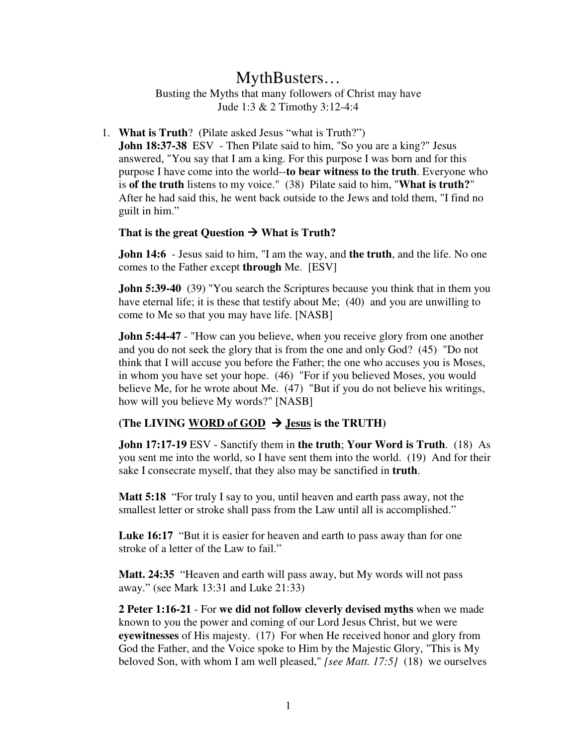# MythBusters…

Busting the Myths that many followers of Christ may have
Jude 1:3 & 2 Timothy 3:12-4:4

1. **What is Truth**? (Pilate asked Jesus "what is Truth?")
   **John 18:37-38** ESV - Then Pilate said to him, "So you are a king?" Jesus answered, "You say that I am a king. For this purpose I was born and for this purpose I have come into the world--**to bear witness to the truth**. Everyone who is **of the truth** listens to my voice." (38) Pilate said to him, "**What is truth?**" After he had said this, he went back outside to the Jews and told them, "I find no guilt in him."

   **That is the great Question → What is Truth?**

   **John 14:6** - Jesus said to him, "I am the way, and **the truth**, and the life. No one comes to the Father except **through** Me. [ESV]

   **John 5:39-40** (39) "You search the Scriptures because you think that in them you have eternal life; it is these that testify about Me; (40) and you are unwilling to come to Me so that you may have life. [NASB]

   **John 5:44-47** - "How can you believe, when you receive glory from one another and you do not seek the glory that is from the one and only God? (45) "Do not think that I will accuse you before the Father; the one who accuses you is Moses, in whom you have set your hope. (46) "For if you believed Moses, you would believe Me, for he wrote about Me. (47) "But if you do not believe his writings, how will you believe My words?" [NASB]

   **(The LIVING <u>WORD of GOD</u> → <u>Jesus</u> is the TRUTH)**

   **John 17:17-19** ESV - Sanctify them in **the truth**; **Your Word is Truth**. (18) As you sent me into the world, so I have sent them into the world. (19) And for their sake I consecrate myself, that they also may be sanctified in **truth**.

   **Matt 5:18** "For truly I say to you, until heaven and earth pass away, not the smallest letter or stroke shall pass from the Law until all is accomplished."

   **Luke 16:17** "But it is easier for heaven and earth to pass away than for one stroke of a letter of the Law to fail."

   **Matt. 24:35** "Heaven and earth will pass away, but My words will not pass away." (see Mark 13:31 and Luke 21:33)

   **2 Peter 1:16-21** - For **we did not follow cleverly devised myths** when we made known to you the power and coming of our Lord Jesus Christ, but we were **eyewitnesses** of His majesty. (17) For when He received honor and glory from God the Father, and the Voice spoke to Him by the Majestic Glory, "This is My beloved Son, with whom I am well pleased," *[see Matt. 17:5]* (18) we ourselves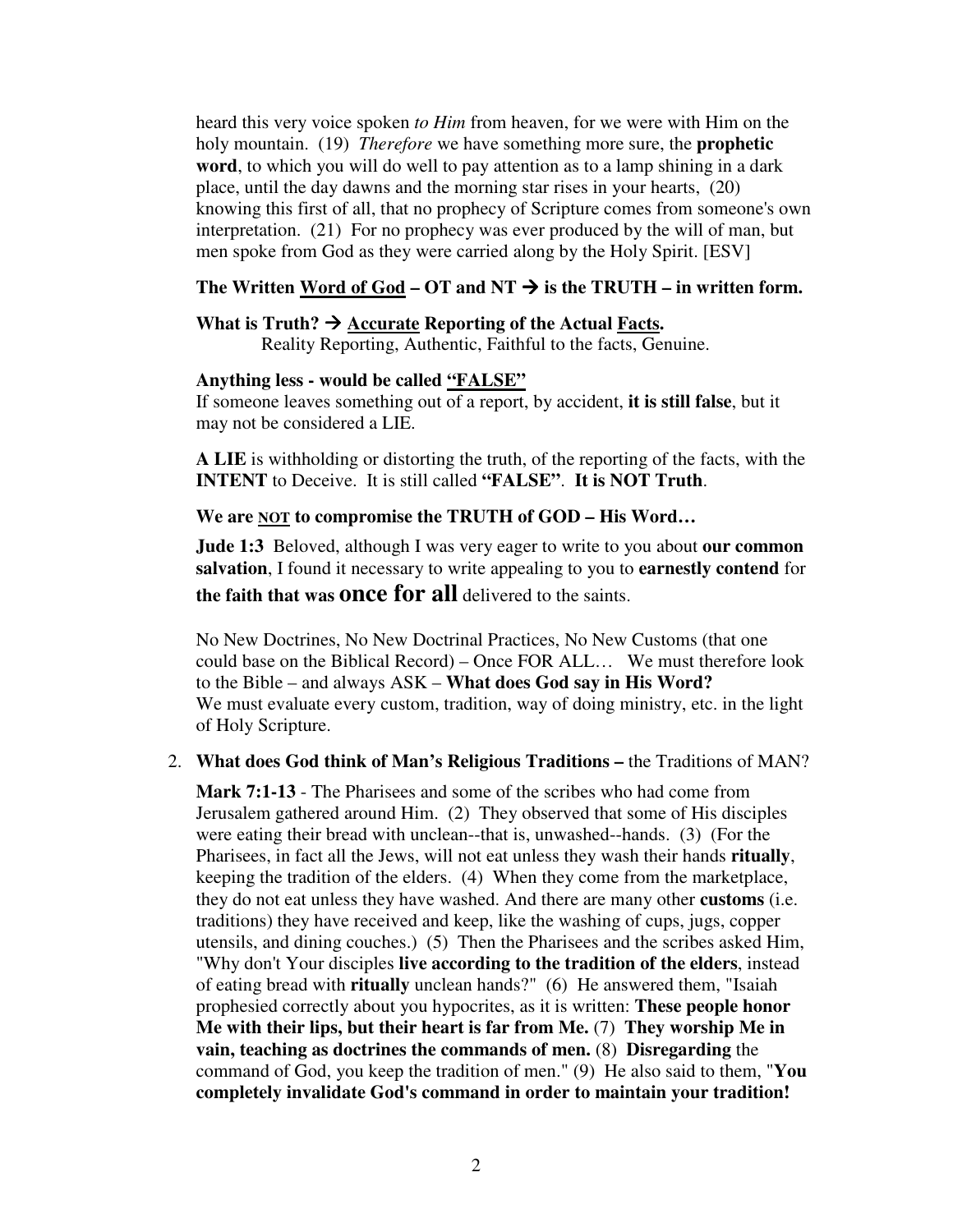heard this very voice spoken *to Him* from heaven, for we were with Him on the holy mountain. (19) *Therefore* we have something more sure, the **prophetic word**, to which you will do well to pay attention as to a lamp shining in a dark place, until the day dawns and the morning star rises in your hearts, (20) knowing this first of all, that no prophecy of Scripture comes from someone's own interpretation. (21) For no prophecy was ever produced by the will of man, but men spoke from God as they were carried along by the Holy Spirit. [ESV]

**The Written <u>Word of God</u> – OT and NT → is the TRUTH – in written form.**

**What is Truth? → <u>Accurate</u> Reporting of the Actual <u>Facts</u>.**
Reality Reporting, Authentic, Faithful to the facts, Genuine.

**Anything less - would be called <u>"FALSE"</u>**
If someone leaves something out of a report, by accident, **it is still false**, but it may not be considered a LIE.

**A LIE** is withholding or distorting the truth, of the reporting of the facts, with the **INTENT** to Deceive. It is still called **"FALSE"**. **It is NOT Truth**.

**We are <u>NOT</u> to compromise the TRUTH of GOD – His Word…**

**Jude 1:3** Beloved, although I was very eager to write to you about **our common salvation**, I found it necessary to write appealing to you to **earnestly contend** for **the faith that was once for all** delivered to the saints.

No New Doctrines, No New Doctrinal Practices, No New Customs (that one could base on the Biblical Record) – Once FOR ALL… We must therefore look to the Bible – and always ASK – **What does God say in His Word?**
We must evaluate every custom, tradition, way of doing ministry, etc. in the light of Holy Scripture.

2. **What does God think of Man's Religious Traditions –** the Traditions of MAN?

   **Mark 7:1-13** - The Pharisees and some of the scribes who had come from Jerusalem gathered around Him. (2) They observed that some of His disciples were eating their bread with unclean--that is, unwashed--hands. (3) (For the Pharisees, in fact all the Jews, will not eat unless they wash their hands **ritually**, keeping the tradition of the elders. (4) When they come from the marketplace, they do not eat unless they have washed. And there are many other **customs** (i.e. traditions) they have received and keep, like the washing of cups, jugs, copper utensils, and dining couches.) (5) Then the Pharisees and the scribes asked Him, "Why don't Your disciples **live according to the tradition of the elders**, instead of eating bread with **ritually** unclean hands?" (6) He answered them, "Isaiah prophesied correctly about you hypocrites, as it is written: **These people honor Me with their lips, but their heart is far from Me.** (7) **They worship Me in vain, teaching as doctrines the commands of men.** (8) **Disregarding** the command of God, you keep the tradition of men." (9) He also said to them, "**You completely invalidate God's command in order to maintain your tradition!**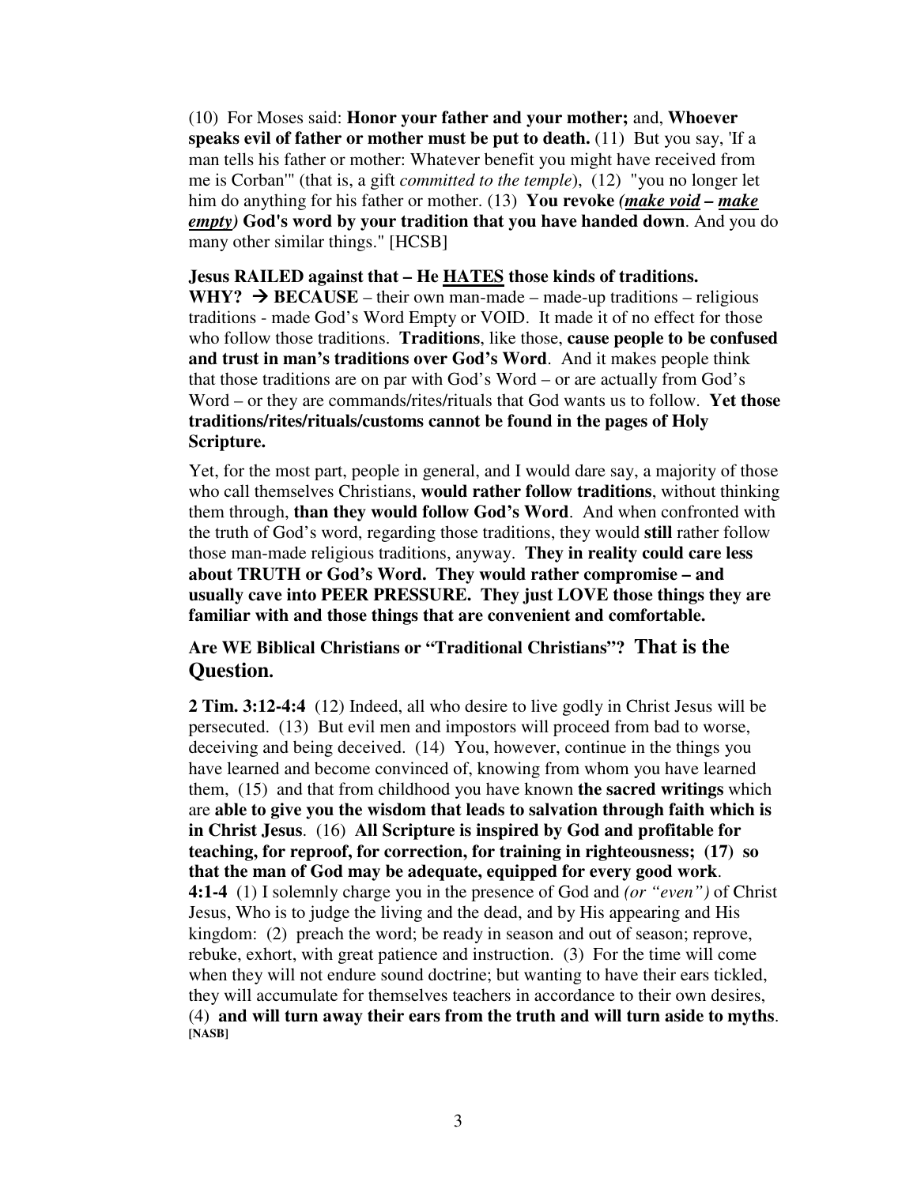(10) For Moses said: **Honor your father and your mother;** and, **Whoever speaks evil of father or mother must be put to death.** (11) But you say, 'If a man tells his father or mother: Whatever benefit you might have received from me is Corban'" (that is, a gift *committed to the temple*), (12) "you no longer let him do anything for his father or mother. (13) **You revoke *(<u>make void</u> – <u>make empty</u>)* God's word by your tradition that you have handed down**. And you do many other similar things." [HCSB]

**Jesus RAILED against that – He <u>HATES</u> those kinds of traditions.**
**WHY? → BECAUSE** – their own man-made – made-up traditions – religious traditions - made God's Word Empty or VOID. It made it of no effect for those who follow those traditions. **Traditions**, like those, **cause people to be confused and trust in man's traditions over God's Word**. And it makes people think that those traditions are on par with God's Word – or are actually from God's Word – or they are commands/rites/rituals that God wants us to follow. **Yet those traditions/rites/rituals/customs cannot be found in the pages of Holy Scripture.**

Yet, for the most part, people in general, and I would dare say, a majority of those who call themselves Christians, **would rather follow traditions**, without thinking them through, **than they would follow God's Word**. And when confronted with the truth of God's word, regarding those traditions, they would **still** rather follow those man-made religious traditions, anyway. **They in reality could care less about TRUTH or God's Word. They would rather compromise – and usually cave into PEER PRESSURE. They just LOVE those things they are familiar with and those things that are convenient and comfortable.**

**Are WE Biblical Christians or "Traditional Christians"? That is the Question.**

**2 Tim. 3:12-4:4** (12) Indeed, all who desire to live godly in Christ Jesus will be persecuted. (13) But evil men and impostors will proceed from bad to worse, deceiving and being deceived. (14) You, however, continue in the things you have learned and become convinced of, knowing from whom you have learned them, (15) and that from childhood you have known **the sacred writings** which are **able to give you the wisdom that leads to salvation through faith which is in Christ Jesus**. (16) **All Scripture is inspired by God and profitable for teaching, for reproof, for correction, for training in righteousness; (17) so that the man of God may be adequate, equipped for every good work**.
**4:1-4** (1) I solemnly charge you in the presence of God and *(or "even")* of Christ Jesus, Who is to judge the living and the dead, and by His appearing and His kingdom: (2) preach the word; be ready in season and out of season; reprove, rebuke, exhort, with great patience and instruction. (3) For the time will come when they will not endure sound doctrine; but wanting to have their ears tickled, they will accumulate for themselves teachers in accordance to their own desires, (4) **and will turn away their ears from the truth and will turn aside to myths**. **[NASB]**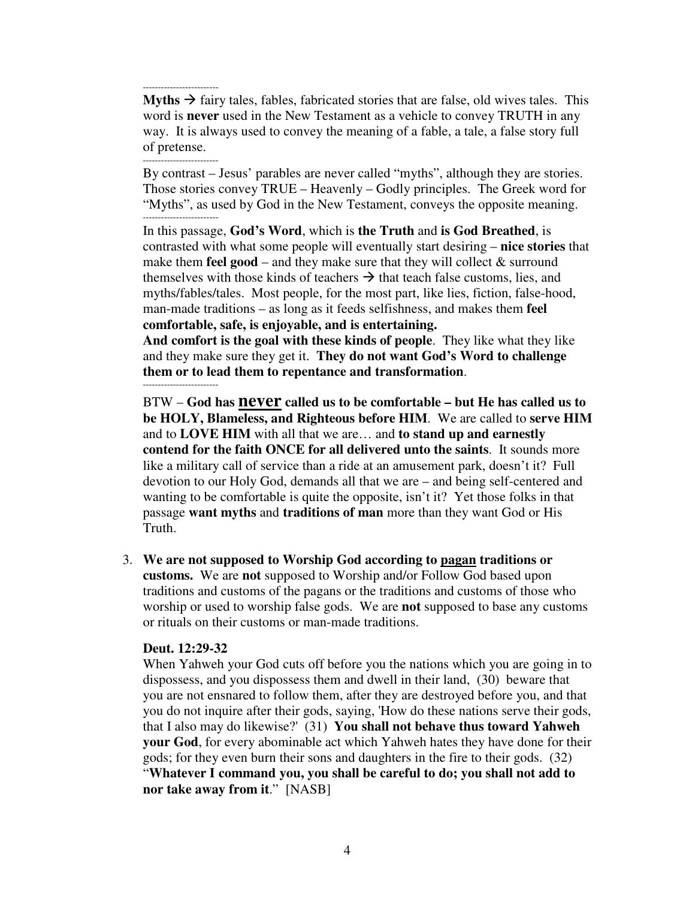-------------------------

**Myths** → fairy tales, fables, fabricated stories that are false, old wives tales. This word is **never** used in the New Testament as a vehicle to convey TRUTH in any way. It is always used to convey the meaning of a fable, a tale, a false story full of pretense.

-------------------------

By contrast – Jesus' parables are never called "myths", although they are stories. Those stories convey TRUE – Heavenly – Godly principles. The Greek word for "Myths", as used by God in the New Testament, conveys the opposite meaning.

-------------------------

In this passage, **God's Word**, which is **the Truth** and **is God Breathed**, is contrasted with what some people will eventually start desiring – **nice stories** that make them **feel good** – and they make sure that they will collect & surround themselves with those kinds of teachers → that teach false customs, lies, and myths/fables/tales. Most people, for the most part, like lies, fiction, false-hood, man-made traditions – as long as it feeds selfishness, and makes them **feel comfortable, safe, is enjoyable, and is entertaining.**
**And comfort is the goal with these kinds of people**. They like what they like and they make sure they get it. **They do not want God's Word to challenge them or to lead them to repentance and transformation**.

-------------------------

BTW – **God has <u>never</u> called us to be comfortable – but He has called us to be HOLY, Blameless, and Righteous before HIM**. We are called to **serve HIM** and to **LOVE HIM** with all that we are… and **to stand up and earnestly contend for the faith ONCE for all delivered unto the saints**. It sounds more like a military call of service than a ride at an amusement park, doesn't it? Full devotion to our Holy God, demands all that we are – and being self-centered and wanting to be comfortable is quite the opposite, isn't it? Yet those folks in that passage **want myths** and **traditions of man** more than they want God or His Truth.

3. **We are not supposed to Worship God according to <u>pagan</u> traditions or customs.** We are **not** supposed to Worship and/or Follow God based upon traditions and customs of the pagans or the traditions and customs of those who worship or used to worship false gods. We are **not** supposed to base any customs or rituals on their customs or man-made traditions.

   **Deut. 12:29-32**
   When Yahweh your God cuts off before you the nations which you are going in to dispossess, and you dispossess them and dwell in their land, (30) beware that you are not ensnared to follow them, after they are destroyed before you, and that you do not inquire after their gods, saying, 'How do these nations serve their gods, that I also may do likewise?' (31) **You shall not behave thus toward Yahweh your God**, for every abominable act which Yahweh hates they have done for their gods; for they even burn their sons and daughters in the fire to their gods. (32) "**Whatever I command you, you shall be careful to do; you shall not add to nor take away from it**." [NASB]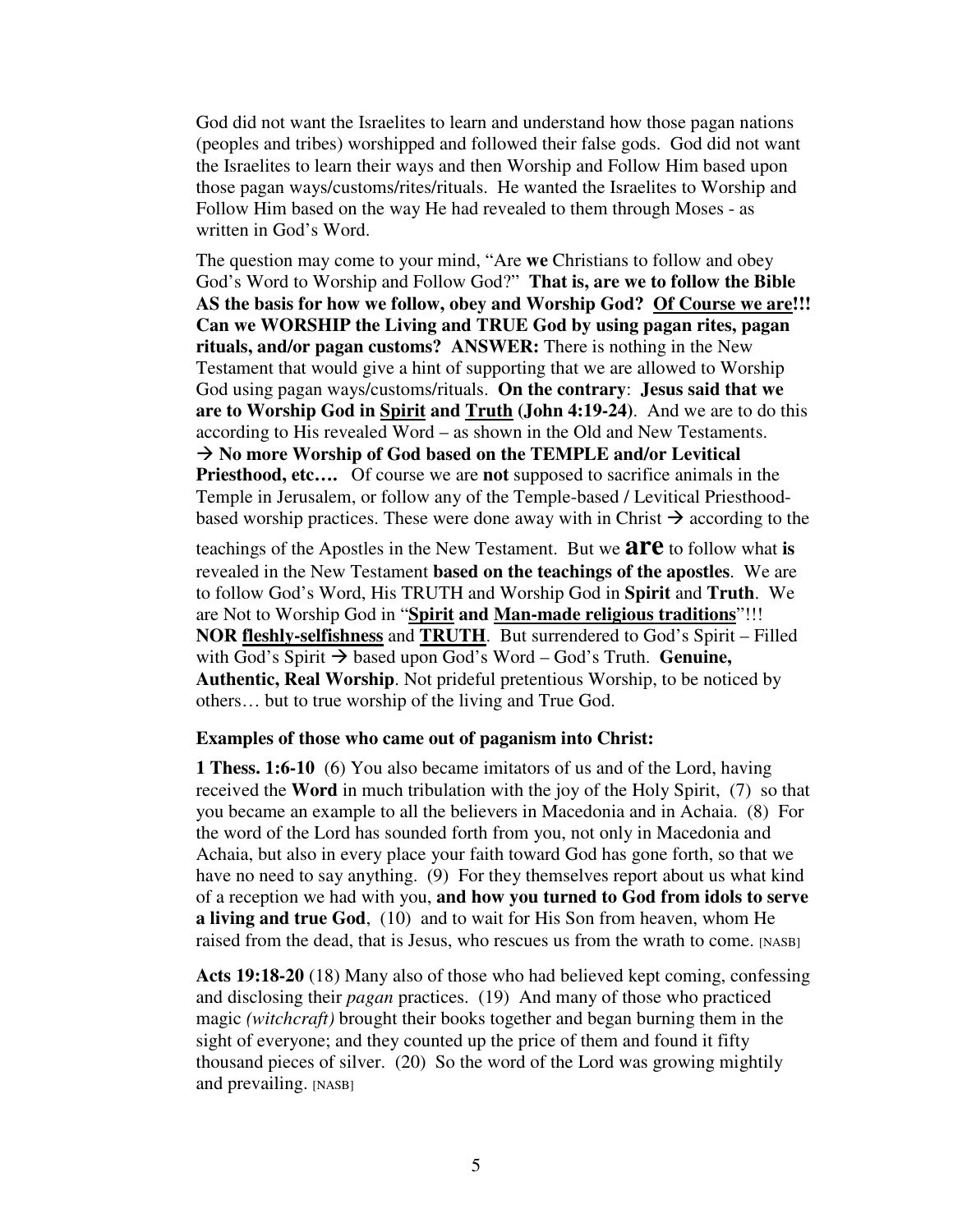God did not want the Israelites to learn and understand how those pagan nations (peoples and tribes) worshipped and followed their false gods. God did not want the Israelites to learn their ways and then Worship and Follow Him based upon those pagan ways/customs/rites/rituals. He wanted the Israelites to Worship and Follow Him based on the way He had revealed to them through Moses - as written in God's Word.

The question may come to your mind, "Are **we** Christians to follow and obey God's Word to Worship and Follow God?" **That is, are we to follow the Bible AS the basis for how we follow, obey and Worship God? <u>Of Course we are</u>!!! Can we WORSHIP the Living and TRUE God by using pagan rites, pagan rituals, and/or pagan customs? ANSWER:** There is nothing in the New Testament that would give a hint of supporting that we are allowed to Worship God using pagan ways/customs/rituals. **On the contrary**: **Jesus said that we are to Worship God in <u>Spirit</u> and <u>Truth</u> (John 4:19-24)**. And we are to do this according to His revealed Word – as shown in the Old and New Testaments. → **No more Worship of God based on the TEMPLE and/or Levitical Priesthood, etc….** Of course we are **not** supposed to sacrifice animals in the Temple in Jerusalem, or follow any of the Temple-based / Levitical Priesthood-based worship practices. These were done away with in Christ → according to the teachings of the Apostles in the New Testament. But we **are** to follow what **is** revealed in the New Testament **based on the teachings of the apostles**. We are to follow God's Word, His TRUTH and Worship God in **Spirit** and **Truth**. We are Not to Worship God in "**<u>Spirit</u> and <u>Man-made religious traditions</u>**"!!! **NOR <u>fleshly-selfishness</u>** and **<u>TRUTH</u>**. But surrendered to God's Spirit – Filled with God's Spirit → based upon God's Word – God's Truth. **Genuine, Authentic, Real Worship**. Not prideful pretentious Worship, to be noticed by others… but to true worship of the living and True God.

**Examples of those who came out of paganism into Christ:**

**1 Thess. 1:6-10** (6) You also became imitators of us and of the Lord, having received the **Word** in much tribulation with the joy of the Holy Spirit, (7) so that you became an example to all the believers in Macedonia and in Achaia. (8) For the word of the Lord has sounded forth from you, not only in Macedonia and Achaia, but also in every place your faith toward God has gone forth, so that we have no need to say anything. (9) For they themselves report about us what kind of a reception we had with you, **and how you turned to God from idols to serve a living and true God**, (10) and to wait for His Son from heaven, whom He raised from the dead, that is Jesus, who rescues us from the wrath to come. [NASB]

**Acts 19:18-20** (18) Many also of those who had believed kept coming, confessing and disclosing their *pagan* practices. (19) And many of those who practiced magic *(witchcraft)* brought their books together and began burning them in the sight of everyone; and they counted up the price of them and found it fifty thousand pieces of silver. (20) So the word of the Lord was growing mightily and prevailing. [NASB]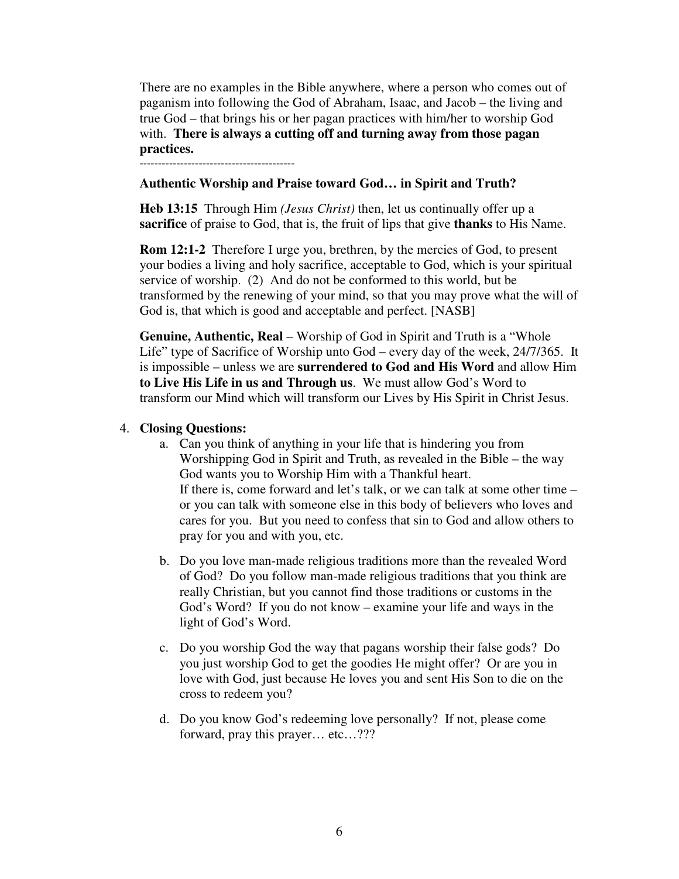There are no examples in the Bible anywhere, where a person who comes out of paganism into following the God of Abraham, Isaac, and Jacob – the living and true God – that brings his or her pagan practices with him/her to worship God with. **There is always a cutting off and turning away from those pagan practices.**

------------------------------------------

**Authentic Worship and Praise toward God… in Spirit and Truth?**

**Heb 13:15** Through Him *(Jesus Christ)* then, let us continually offer up a **sacrifice** of praise to God, that is, the fruit of lips that give **thanks** to His Name.

**Rom 12:1-2** Therefore I urge you, brethren, by the mercies of God, to present your bodies a living and holy sacrifice, acceptable to God, which is your spiritual service of worship. (2) And do not be conformed to this world, but be transformed by the renewing of your mind, so that you may prove what the will of God is, that which is good and acceptable and perfect. [NASB]

**Genuine, Authentic, Real** – Worship of God in Spirit and Truth is a "Whole Life" type of Sacrifice of Worship unto God – every day of the week, 24/7/365. It is impossible – unless we are **surrendered to God and His Word** and allow Him **to Live His Life in us and Through us**. We must allow God's Word to transform our Mind which will transform our Lives by His Spirit in Christ Jesus.

4. **Closing Questions:**
   a. Can you think of anything in your life that is hindering you from Worshipping God in Spirit and Truth, as revealed in the Bible – the way God wants you to Worship Him with a Thankful heart.
      If there is, come forward and let's talk, or we can talk at some other time – or you can talk with someone else in this body of believers who loves and cares for you. But you need to confess that sin to God and allow others to pray for you and with you, etc.

   b. Do you love man-made religious traditions more than the revealed Word of God? Do you follow man-made religious traditions that you think are really Christian, but you cannot find those traditions or customs in the God's Word? If you do not know – examine your life and ways in the light of God's Word.

   c. Do you worship God the way that pagans worship their false gods? Do you just worship God to get the goodies He might offer? Or are you in love with God, just because He loves you and sent His Son to die on the cross to redeem you?

   d. Do you know God's redeeming love personally? If not, please come forward, pray this prayer… etc…???